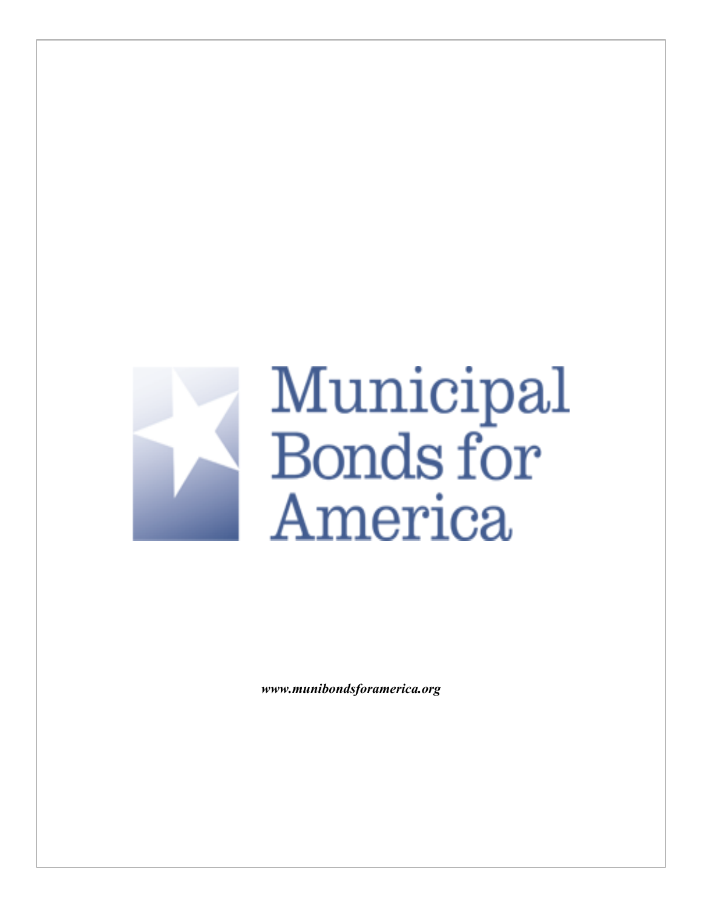# Municipal Bonds for America

***www.munibondsforamerica.org***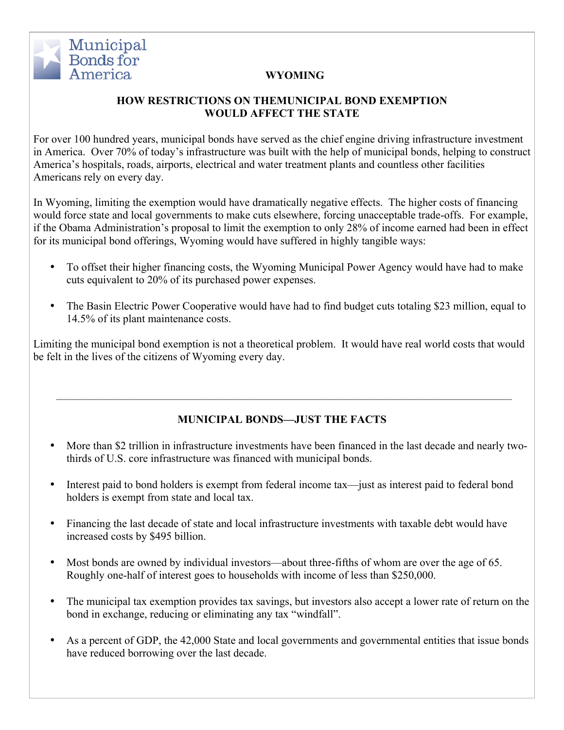Municipal Bonds for America

# WYOMING

## HOW RESTRICTIONS ON THEMUNICIPAL BOND EXEMPTION WOULD AFFECT THE STATE

For over 100 hundred years, municipal bonds have served as the chief engine driving infrastructure investment in America. Over 70% of today's infrastructure was built with the help of municipal bonds, helping to construct America's hospitals, roads, airports, electrical and water treatment plants and countless other facilities Americans rely on every day.

In Wyoming, limiting the exemption would have dramatically negative effects. The higher costs of financing would force state and local governments to make cuts elsewhere, forcing unacceptable trade-offs. For example, if the Obama Administration's proposal to limit the exemption to only 28% of income earned had been in effect for its municipal bond offerings, Wyoming would have suffered in highly tangible ways:

- To offset their higher financing costs, the Wyoming Municipal Power Agency would have had to make cuts equivalent to 20% of its purchased power expenses.
- The Basin Electric Power Cooperative would have had to find budget cuts totaling $23 million, equal to 14.5% of its plant maintenance costs.

Limiting the municipal bond exemption is not a theoretical problem. It would have real world costs that would be felt in the lives of the citizens of Wyoming every day.

---

## MUNICIPAL BONDS—JUST THE FACTS

- More than $2 trillion in infrastructure investments have been financed in the last decade and nearly two-thirds of U.S. core infrastructure was financed with municipal bonds.
- Interest paid to bond holders is exempt from federal income tax—just as interest paid to federal bond holders is exempt from state and local tax.
- Financing the last decade of state and local infrastructure investments with taxable debt would have increased costs by $495 billion.
- Most bonds are owned by individual investors—about three-fifths of whom are over the age of 65. Roughly one-half of interest goes to households with income of less than $250,000.
- The municipal tax exemption provides tax savings, but investors also accept a lower rate of return on the bond in exchange, reducing or eliminating any tax "windfall".
- As a percent of GDP, the 42,000 State and local governments and governmental entities that issue bonds have reduced borrowing over the last decade.